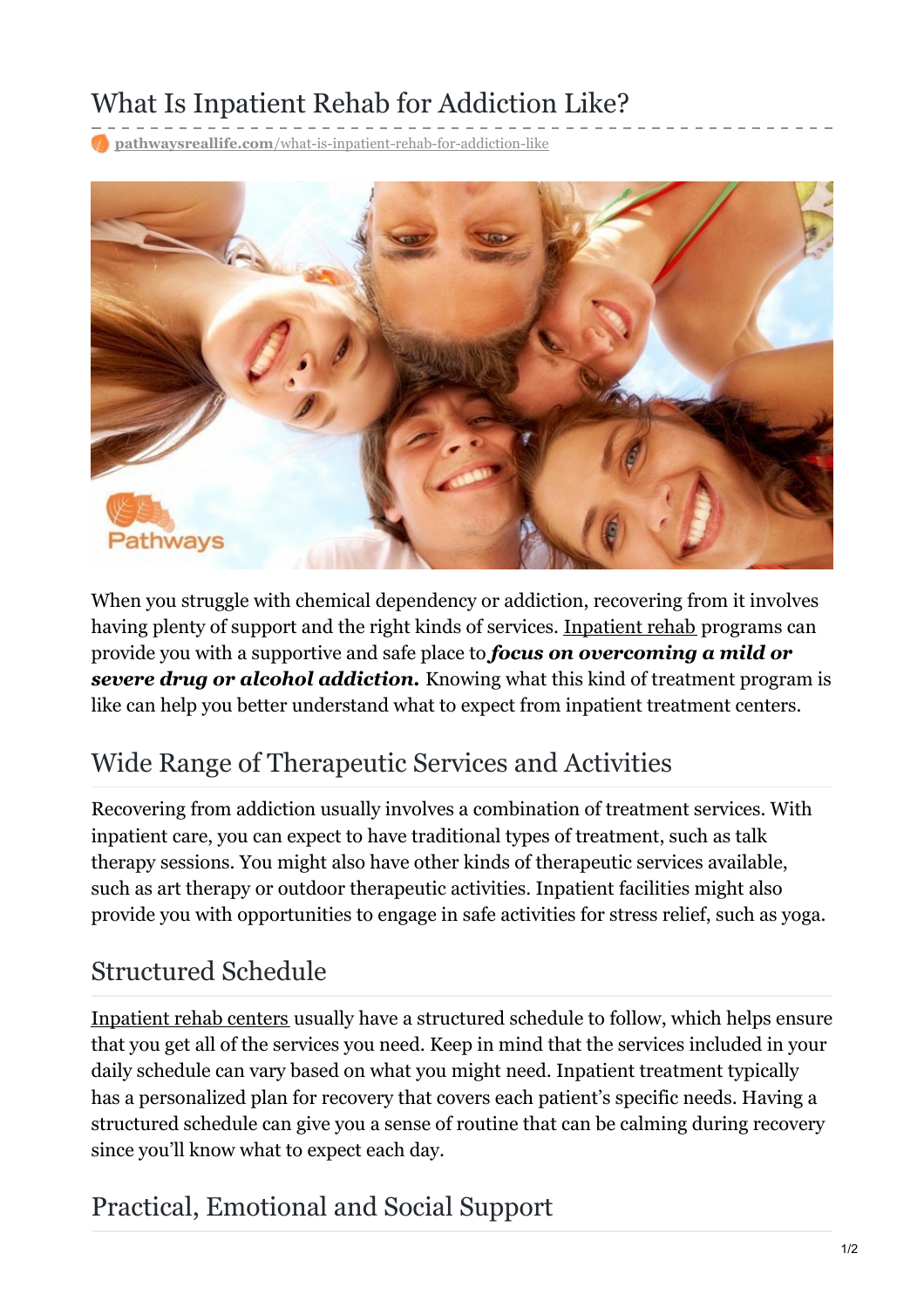# What Is Inpatient Rehab for Addiction Like?

pathwaysreallife.com/what-is-inpatient-rehab-for-addiction-like

When you struggle with chemical dependency or addiction, recovering from it involves having plenty of support and the right kinds of services. Inpatient rehab programs can provide you with a supportive and safe place to ***focus on overcoming a mild or severe drug or alcohol addiction.*** Knowing what this kind of treatment program is like can help you better understand what to expect from inpatient treatment centers.

## Wide Range of Therapeutic Services and Activities

Recovering from addiction usually involves a combination of treatment services. With inpatient care, you can expect to have traditional types of treatment, such as talk therapy sessions. You might also have other kinds of therapeutic services available, such as art therapy or outdoor therapeutic activities. Inpatient facilities might also provide you with opportunities to engage in safe activities for stress relief, such as yoga.

## Structured Schedule

Inpatient rehab centers usually have a structured schedule to follow, which helps ensure that you get all of the services you need. Keep in mind that the services included in your daily schedule can vary based on what you might need. Inpatient treatment typically has a personalized plan for recovery that covers each patient's specific needs. Having a structured schedule can give you a sense of routine that can be calming during recovery since you'll know what to expect each day.

## Practical, Emotional and Social Support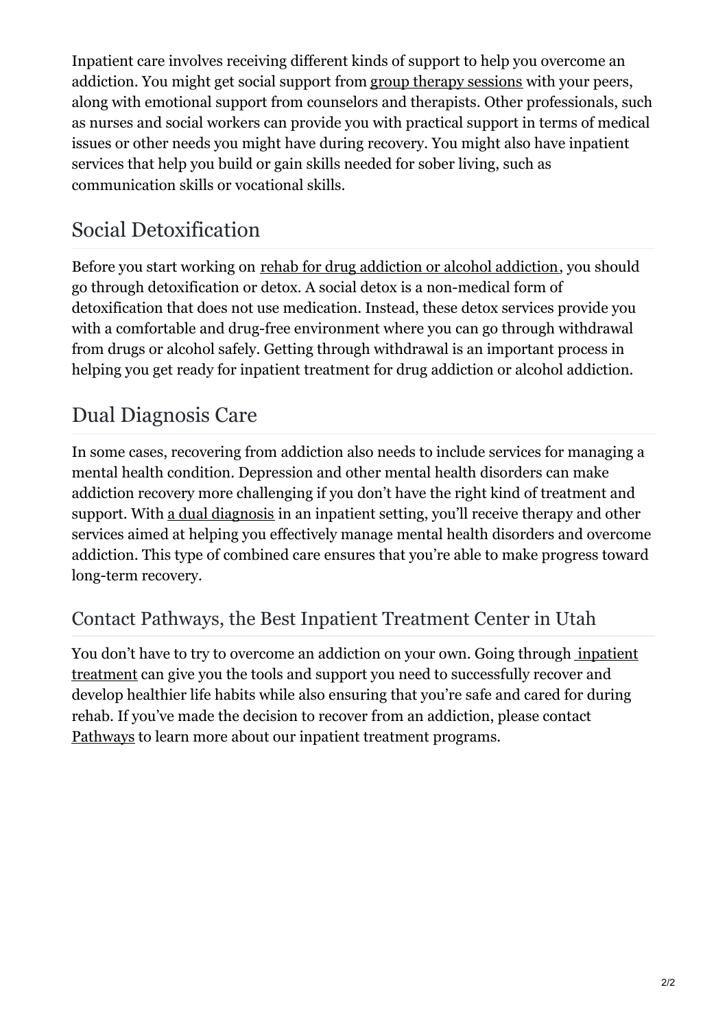Inpatient care involves receiving different kinds of support to help you overcome an addiction. You might get social support from group therapy sessions with your peers, along with emotional support from counselors and therapists. Other professionals, such as nurses and social workers can provide you with practical support in terms of medical issues or other needs you might have during recovery. You might also have inpatient services that help you build or gain skills needed for sober living, such as communication skills or vocational skills.

## Social Detoxification

Before you start working on rehab for drug addiction or alcohol addiction, you should go through detoxification or detox. A social detox is a non-medical form of detoxification that does not use medication. Instead, these detox services provide you with a comfortable and drug-free environment where you can go through withdrawal from drugs or alcohol safely. Getting through withdrawal is an important process in helping you get ready for inpatient treatment for drug addiction or alcohol addiction.

## Dual Diagnosis Care

In some cases, recovering from addiction also needs to include services for managing a mental health condition. Depression and other mental health disorders can make addiction recovery more challenging if you don't have the right kind of treatment and support. With a dual diagnosis in an inpatient setting, you'll receive therapy and other services aimed at helping you effectively manage mental health disorders and overcome addiction. This type of combined care ensures that you're able to make progress toward long-term recovery.

### Contact Pathways, the Best Inpatient Treatment Center in Utah

You don't have to try to overcome an addiction on your own. Going through inpatient treatment can give you the tools and support you need to successfully recover and develop healthier life habits while also ensuring that you're safe and cared for during rehab. If you've made the decision to recover from an addiction, please contact Pathways to learn more about our inpatient treatment programs.